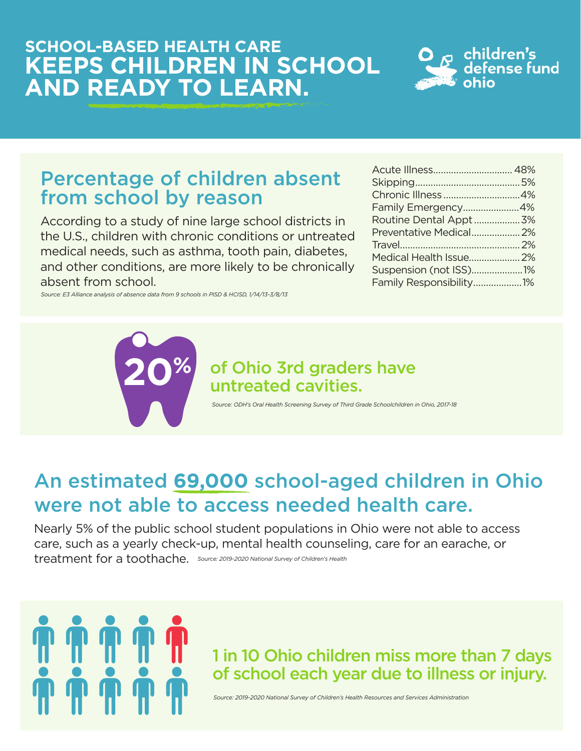## SCHOOL-BASED HEALTH CARE

# KEEPS CHILDREN IN SCHOOL AND READY TO LEARN.

children's defense fund ohio

## Percentage of children absent from school by reason

According to a study of nine large school districts in the U.S., children with chronic conditions or untreated medical needs, such as asthma, tooth pain, diabetes, and other conditions, are more likely to be chronically absent from school.

*Source: E3 Alliance analysis of absence data from 9 schools in PISD & HCISD, 1/14/13-3/8/13*

| Reason | Percentage |
|---|---|
| Acute Illness | 48% |
| Skipping | 5% |
| Chronic Illness | 4% |
| Family Emergency | 4% |
| Routine Dental Appt | 3% |
| Preventative Medical | 2% |
| Travel | 2% |
| Medical Health Issue | 2% |
| Suspension (not ISS) | 1% |
| Family Responsibility | 1% |

## 20% of Ohio 3rd graders have untreated cavities.

*Source: ODH's Oral Health Screening Survey of Third Grade Schoolchildren in Ohio, 2017-18*

## An estimated 69,000 school-aged children in Ohio were not able to access needed health care.

Nearly 5% of the public school student populations in Ohio were not able to access care, such as a yearly check-up, mental health counseling, care for an earache, or treatment for a toothache. *Source: 2019-2020 National Survey of Children's Health*

## 1 in 10 Ohio children miss more than 7 days of school each year due to illness or injury.

*Source: 2019-2020 National Survey of Children's Health Resources and Services Administration*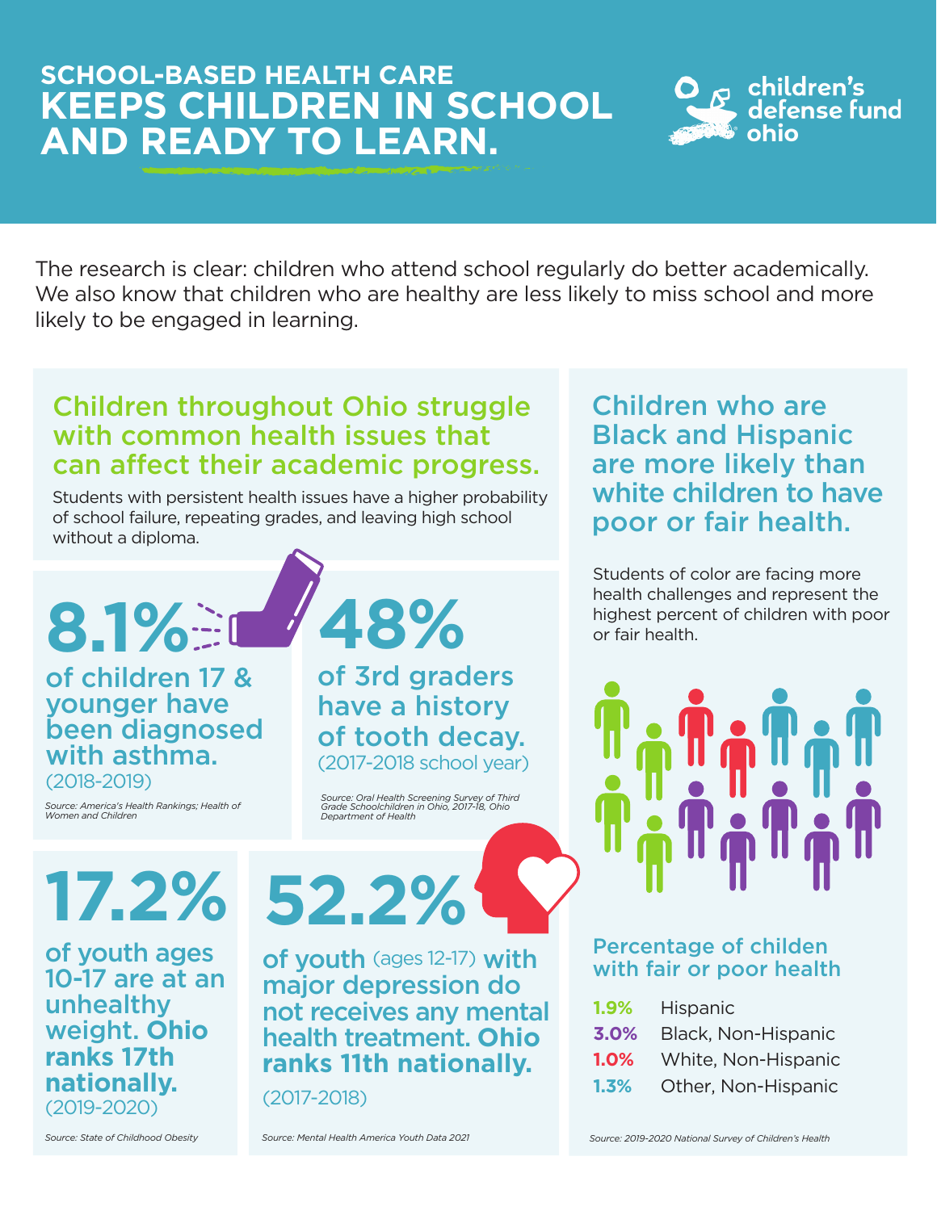# SCHOOL-BASED HEALTH CARE
# KEEPS CHILDREN IN SCHOOL AND READY TO LEARN.

children's defense fund ohio

The research is clear: children who attend school regularly do better academically. We also know that children who are healthy are less likely to miss school and more likely to be engaged in learning.

## Children throughout Ohio struggle with common health issues that can affect their academic progress.

Students with persistent health issues have a higher probability of school failure, repeating grades, and leaving high school without a diploma.

**8.1%**

**of children 17 & younger have been diagnosed with asthma.** (2018-2019)

*Source: America's Health Rankings; Health of Women and Children*

**48%**

**of 3rd graders have a history of tooth decay.** (2017-2018 school year)

*Source: Oral Health Screening Survey of Third Grade Schoolchildren in Ohio, 2017-18, Ohio Department of Health*

**17.2%**

**of youth ages 10-17 are at an unhealthy weight. Ohio ranks 17th nationally.** (2019-2020)

*Source: State of Childhood Obesity*

**52.2%**

**of youth** (ages 12-17) **with major depression do not receives any mental health treatment. Ohio ranks 11th nationally.**

(2017-2018)

*Source: Mental Health America Youth Data 2021*

## Children who are Black and Hispanic are more likely than white children to have poor or fair health.

Students of color are facing more health challenges and represent the highest percent of children with poor or fair health.

### Percentage of childen with fair or poor health

| | |
|---|---|
| 1.9% | Hispanic |
| 3.0% | Black, Non-Hispanic |
| 1.0% | White, Non-Hispanic |
| 1.3% | Other, Non-Hispanic |

*Source: 2019-2020 National Survey of Children's Health*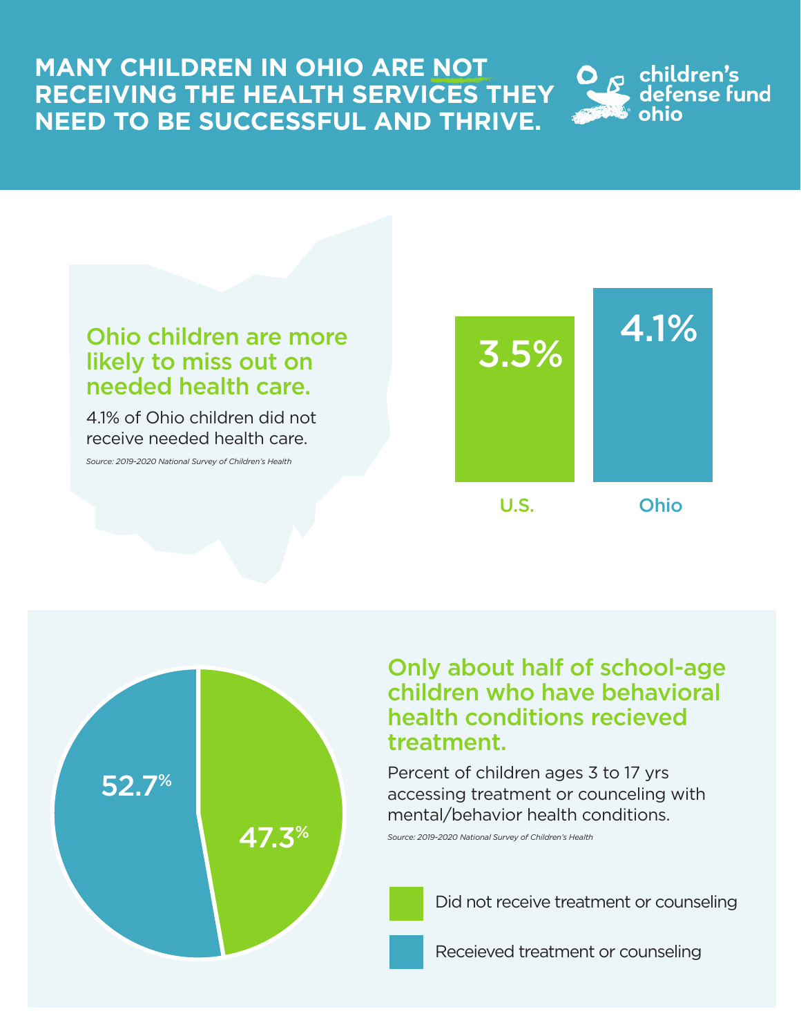# MANY CHILDREN IN OHIO ARE NOT RECEIVING THE HEALTH SERVICES THEY NEED TO BE SUCCESSFUL AND THRIVE.

children's defense fund ohio

## Ohio children are more likely to miss out on needed health care.

4.1% of Ohio children did not receive needed health care.

*Source: 2019-2020 National Survey of Children's Health*

| U.S. | Ohio |
|---|---|
| 3.5% | 4.1% |

## Only about half of school-age children who have behavioral health conditions recieved treatment.

Percent of children ages 3 to 17 yrs accessing treatment or counceling with mental/behavior health conditions.

*Source: 2019-2020 National Survey of Children's Health*

| Category | Percent |
|---|---|
| Did not receive treatment or counseling | 47.3% |
| Receieved treatment or counseling | 52.7% |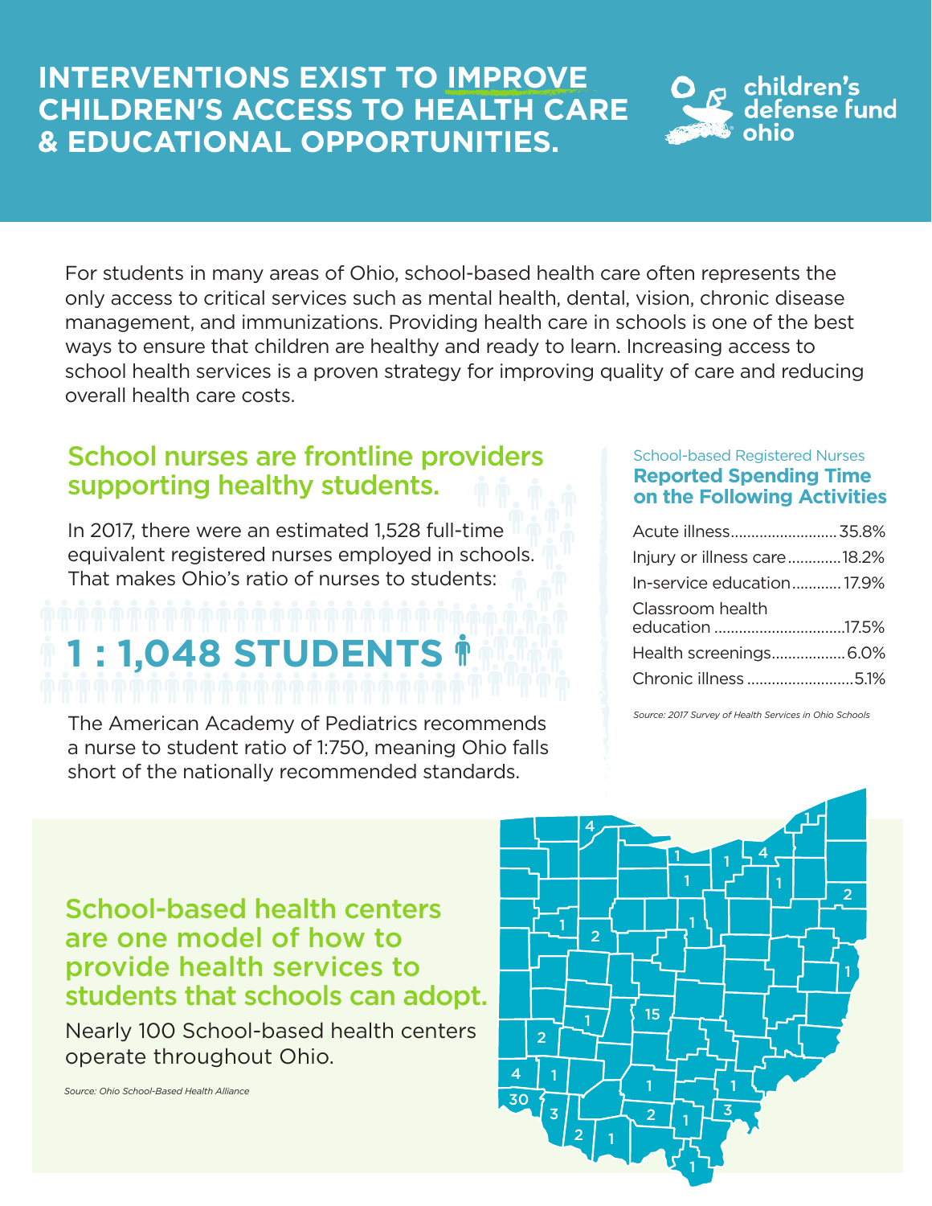# INTERVENTIONS EXIST TO IMPROVE CHILDREN'S ACCESS TO HEALTH CARE & EDUCATIONAL OPPORTUNITIES.

children's defense fund ohio

For students in many areas of Ohio, school-based health care often represents the only access to critical services such as mental health, dental, vision, chronic disease management, and immunizations. Providing health care in schools is one of the best ways to ensure that children are healthy and ready to learn. Increasing access to school health services is a proven strategy for improving quality of care and reducing overall health care costs.

## School nurses are frontline providers supporting healthy students.

In 2017, there were an estimated 1,528 full-time equivalent registered nurses employed in schools. That makes Ohio's ratio of nurses to students:

**1 : 1,048 STUDENTS**

The American Academy of Pediatrics recommends a nurse to student ratio of 1:750, meaning Ohio falls short of the nationally recommended standards.

School-based Registered Nurses

**Reported Spending Time on the Following Activities**

| Activity | Percent |
|---|---|
| Acute illness | 35.8% |
| Injury or illness care | 18.2% |
| In-service education | 17.9% |
| Classroom health education | 17.5% |
| Health screenings | 6.0% |
| Chronic illness | 5.1% |

*Source: 2017 Survey of Health Services in Ohio Schools*

## School-based health centers are one model of how to provide health services to students that schools can adopt.

Nearly 100 School-based health centers operate throughout Ohio.

*Source: Ohio School-Based Health Alliance*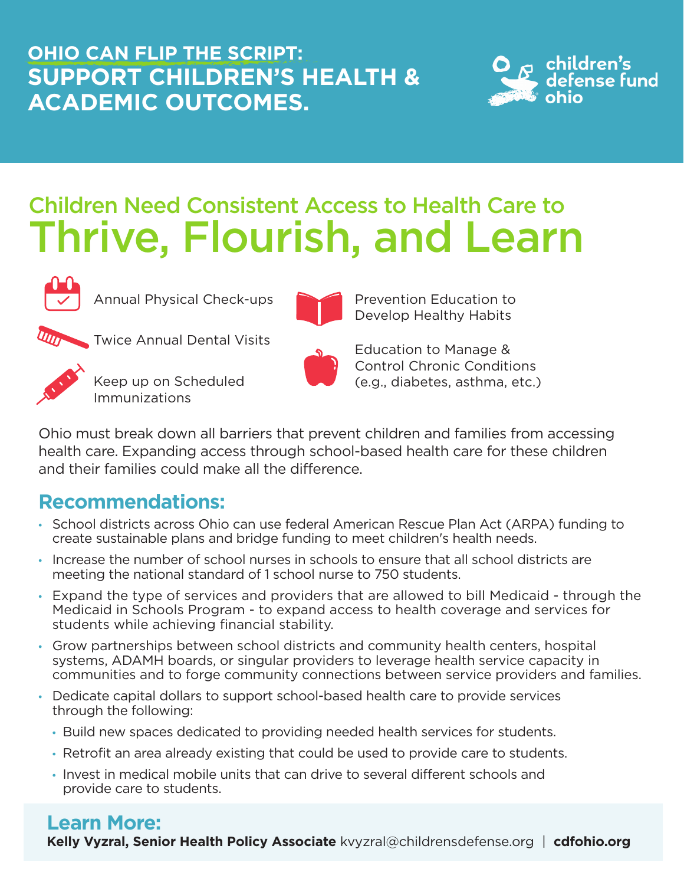## OHIO CAN FLIP THE SCRIPT: SUPPORT CHILDREN'S HEALTH & ACADEMIC OUTCOMES.

children's defense fund ohio

# Children Need Consistent Access to Health Care to Thrive, Flourish, and Learn

- Annual Physical Check-ups
- Twice Annual Dental Visits
- Keep up on Scheduled Immunizations
- Prevention Education to Develop Healthy Habits
- Education to Manage & Control Chronic Conditions (e.g., diabetes, asthma, etc.)

Ohio must break down all barriers that prevent children and families from accessing health care. Expanding access through school-based health care for these children and their families could make all the difference.

## Recommendations:

- School districts across Ohio can use federal American Rescue Plan Act (ARPA) funding to create sustainable plans and bridge funding to meet children's health needs.
- Increase the number of school nurses in schools to ensure that all school districts are meeting the national standard of 1 school nurse to 750 students.
- Expand the type of services and providers that are allowed to bill Medicaid - through the Medicaid in Schools Program - to expand access to health coverage and services for students while achieving financial stability.
- Grow partnerships between school districts and community health centers, hospital systems, ADAMH boards, or singular providers to leverage health service capacity in communities and to forge community connections between service providers and families.
- Dedicate capital dollars to support school-based health care to provide services through the following:
  - Build new spaces dedicated to providing needed health services for students.
  - Retrofit an area already existing that could be used to provide care to students.
  - Invest in medical mobile units that can drive to several different schools and provide care to students.

## Learn More:

**Kelly Vyzral, Senior Health Policy Associate** kvyzral@childrensdefense.org | **cdfohio.org**